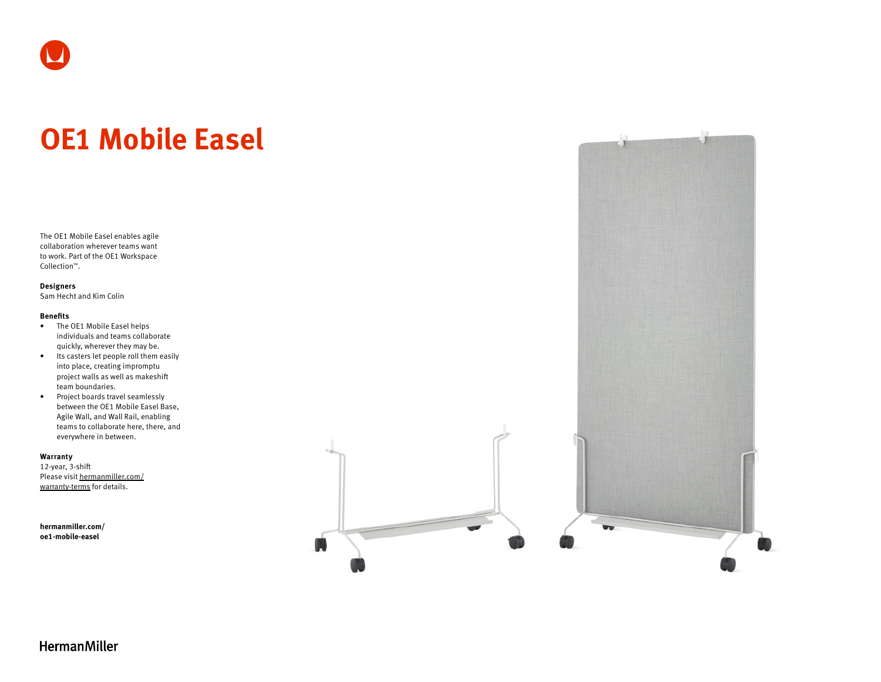# OE1 Mobile Easel

The OE1 Mobile Easel enables agile collaboration wherever teams want to work. Part of the OE1 Workspace Collection™.

**Designers**
Sam Hecht and Kim Colin

**Benefits**

- The OE1 Mobile Easel helps individuals and teams collaborate quickly, wherever they may be.
- Its casters let people roll them easily into place, creating impromptu project walls as well as makeshift team boundaries.
- Project boards travel seamlessly between the OE1 Mobile Easel Base, Agile Wall, and Wall Rail, enabling teams to collaborate here, there, and everywhere in between.

**Warranty**
12-year, 3-shift
Please visit hermanmiller.com/warranty-terms for details.

**hermanmiller.com/oe1-mobile-easel**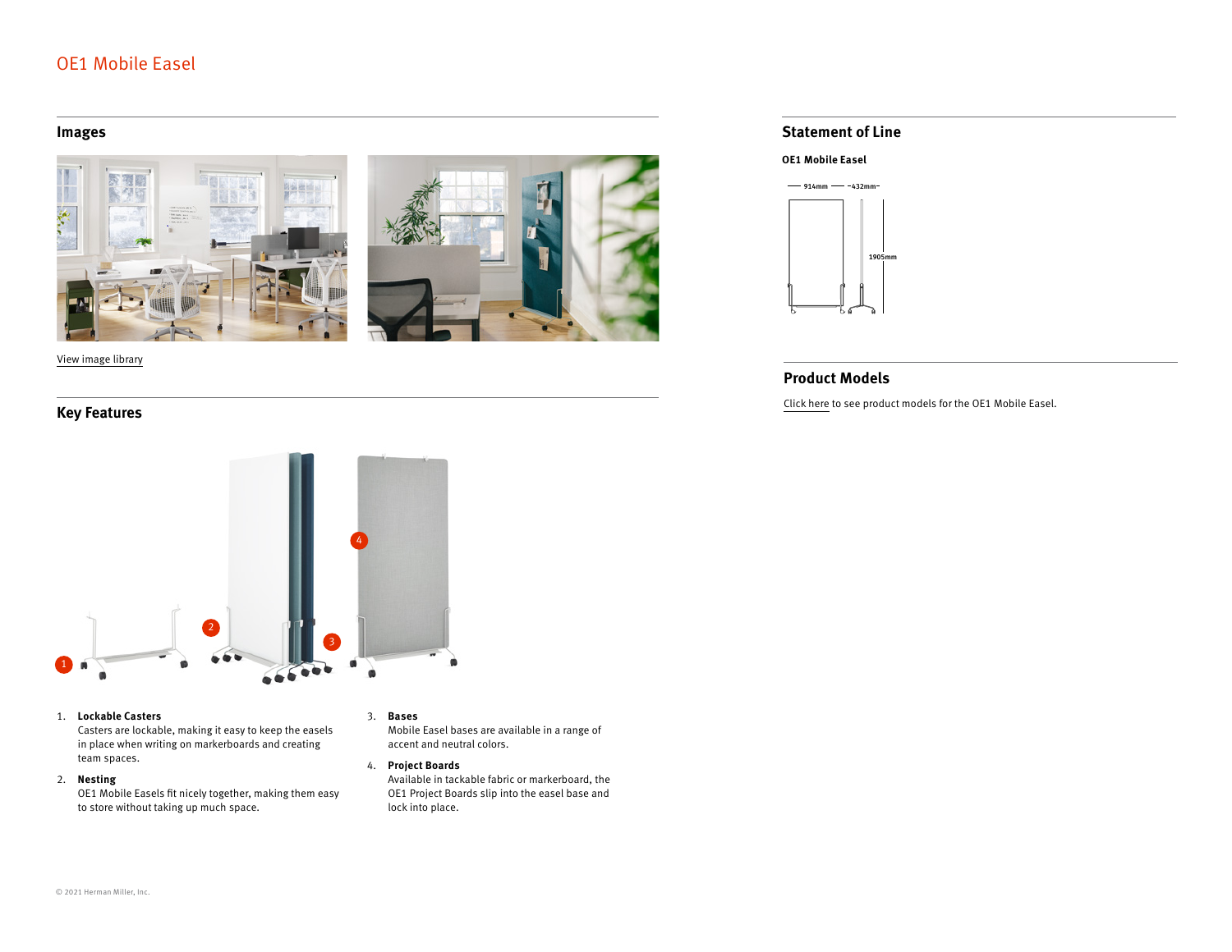# OE1 Mobile Easel

## Images

View image library

## Key Features

1

2

3

4

1. **Lockable Casters**
   Casters are lockable, making it easy to keep the easels in place when writing on markerboards and creating team spaces.
2. **Nesting**
   OE1 Mobile Easels fit nicely together, making them easy to store without taking up much space.
3. **Bases**
   Mobile Easel bases are available in a range of accent and neutral colors.
4. **Project Boards**
   Available in tackable fabric or markerboard, the OE1 Project Boards slip into the easel base and lock into place.

## Statement of Line

**OE1 Mobile Easel**

914mm

432mm

1905mm

## Product Models

Click here to see product models for the OE1 Mobile Easel.

© 2021 Herman Miller, Inc.